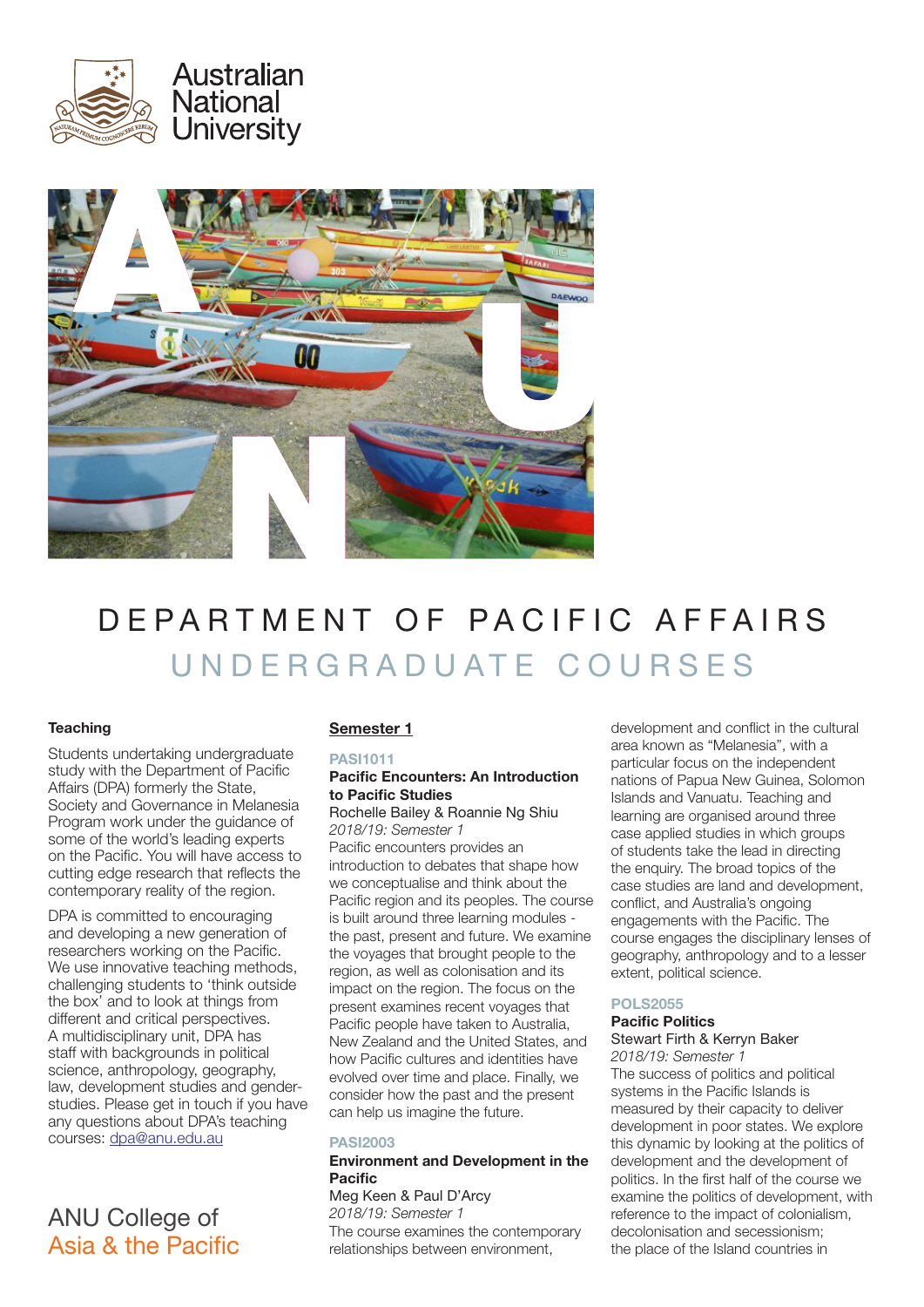Australian National University

# DEPARTMENT OF PACIFIC AFFAIRS

## UNDERGRADUATE COURSES

### Teaching

Students undertaking undergraduate study with the Department of Pacific Affairs (DPA) formerly the State, Society and Governance in Melanesia Program work under the guidance of some of the world's leading experts on the Pacific. You will have access to cutting edge research that reflects the contemporary reality of the region.

DPA is committed to encouraging and developing a new generation of researchers working on the Pacific. We use innovative teaching methods, challenging students to 'think outside the box' and to look at things from different and critical perspectives. A multidisciplinary unit, DPA has staff with backgrounds in political science, anthropology, geography, law, development studies and gender-studies. Please get in touch if you have any questions about DPA's teaching courses: dpa@anu.edu.au

ANU College of Asia & the Pacific

### Semester 1

**PASI1011**
**Pacific Encounters: An Introduction to Pacific Studies**
Rochelle Bailey & Roannie Ng Shiu
*2018/19: Semester 1*
Pacific encounters provides an introduction to debates that shape how we conceptualise and think about the Pacific region and its peoples. The course is built around three learning modules - the past, present and future. We examine the voyages that brought people to the region, as well as colonisation and its impact on the region. The focus on the present examines recent voyages that Pacific people have taken to Australia, New Zealand and the United States, and how Pacific cultures and identities have evolved over time and place. Finally, we consider how the past and the present can help us imagine the future.

**PASI2003**
**Environment and Development in the Pacific**
Meg Keen & Paul D'Arcy
*2018/19: Semester 1*
The course examines the contemporary relationships between environment, development and conflict in the cultural area known as "Melanesia", with a particular focus on the independent nations of Papua New Guinea, Solomon Islands and Vanuatu. Teaching and learning are organised around three case applied studies in which groups of students take the lead in directing the enquiry. The broad topics of the case studies are land and development, conflict, and Australia's ongoing engagements with the Pacific. The course engages the disciplinary lenses of geography, anthropology and to a lesser extent, political science.

**POLS2055**
**Pacific Politics**
Stewart Firth & Kerryn Baker
*2018/19: Semester 1*
The success of politics and political systems in the Pacific Islands is measured by their capacity to deliver development in poor states. We explore this dynamic by looking at the politics of development and the development of politics. In the first half of the course we examine the politics of development, with reference to the impact of colonialism, decolonisation and secessionism; the place of the Island countries in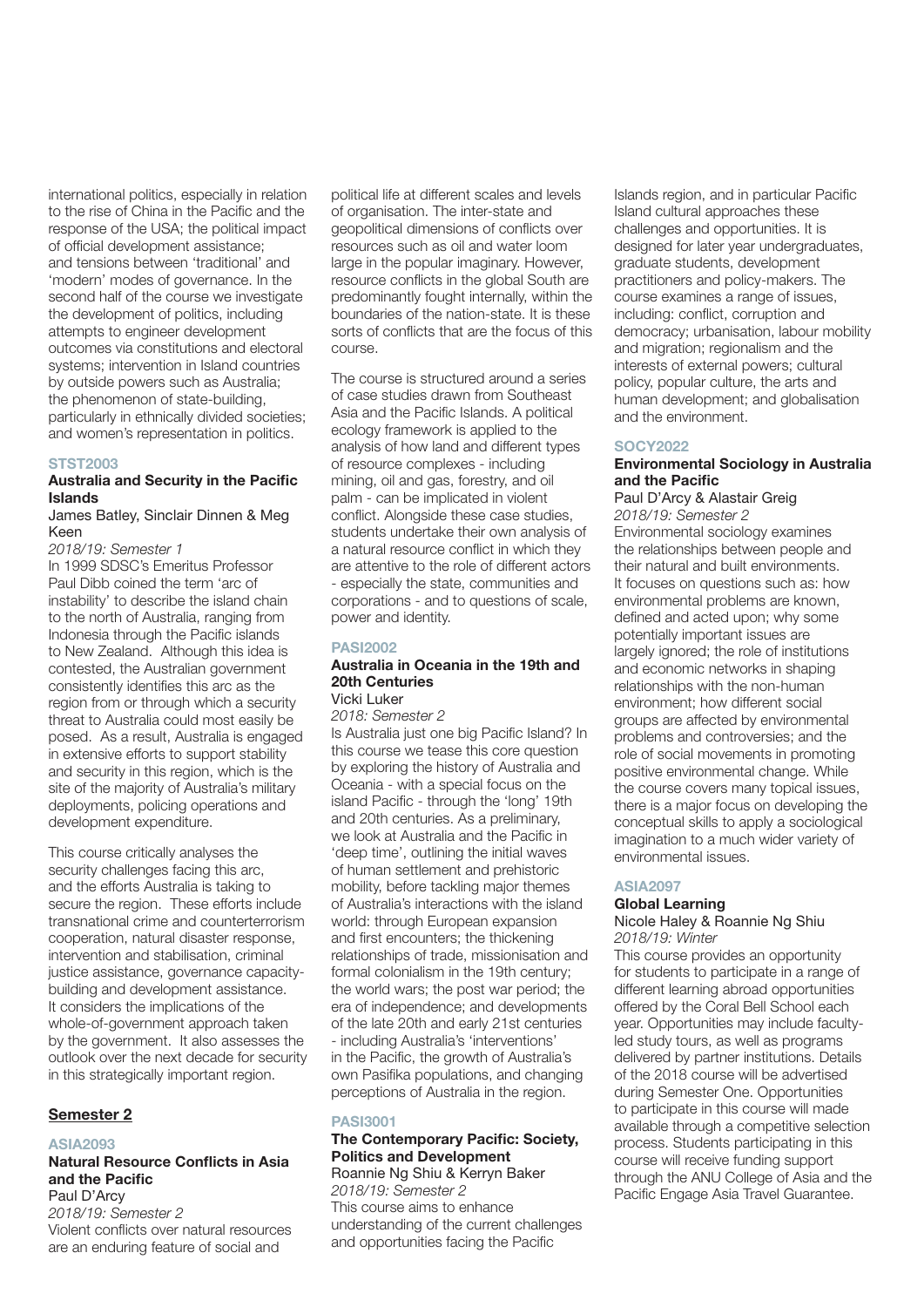international politics, especially in relation to the rise of China in the Pacific and the response of the USA; the political impact of official development assistance; and tensions between 'traditional' and 'modern' modes of governance. In the second half of the course we investigate the development of politics, including attempts to engineer development outcomes via constitutions and electoral systems; intervention in Island countries by outside powers such as Australia; the phenomenon of state-building, particularly in ethnically divided societies; and women's representation in politics.

### STST2003

#### Australia and Security in the Pacific Islands

James Batley, Sinclair Dinnen & Meg Keen

*2018/19: Semester 1*

In 1999 SDSC's Emeritus Professor Paul Dibb coined the term 'arc of instability' to describe the island chain to the north of Australia, ranging from Indonesia through the Pacific islands to New Zealand. Although this idea is contested, the Australian government consistently identifies this arc as the region from or through which a security threat to Australia could most easily be posed. As a result, Australia is engaged in extensive efforts to support stability and security in this region, which is the site of the majority of Australia's military deployments, policing operations and development expenditure.

This course critically analyses the security challenges facing this arc, and the efforts Australia is taking to secure the region. These efforts include transnational crime and counterterrorism cooperation, natural disaster response, intervention and stabilisation, criminal justice assistance, governance capacity-building and development assistance. It considers the implications of the whole-of-government approach taken by the government. It also assesses the outlook over the next decade for security in this strategically important region.

## Semester 2

### ASIA2093

#### Natural Resource Conflicts in Asia and the Pacific

Paul D'Arcy

*2018/19: Semester 2*

Violent conflicts over natural resources are an enduring feature of social and political life at different scales and levels of organisation. The inter-state and geopolitical dimensions of conflicts over resources such as oil and water loom large in the popular imaginary. However, resource conflicts in the global South are predominantly fought internally, within the boundaries of the nation-state. It is these sorts of conflicts that are the focus of this course.

The course is structured around a series of case studies drawn from Southeast Asia and the Pacific Islands. A political ecology framework is applied to the analysis of how land and different types of resource complexes - including mining, oil and gas, forestry, and oil palm - can be implicated in violent conflict. Alongside these case studies, students undertake their own analysis of a natural resource conflict in which they are attentive to the role of different actors - especially the state, communities and corporations - and to questions of scale, power and identity.

### PASI2002

#### Australia in Oceania in the 19th and 20th Centuries

Vicki Luker

*2018: Semester 2*

Is Australia just one big Pacific Island? In this course we tease this core question by exploring the history of Australia and Oceania - with a special focus on the island Pacific - through the 'long' 19th and 20th centuries. As a preliminary, we look at Australia and the Pacific in 'deep time', outlining the initial waves of human settlement and prehistoric mobility, before tackling major themes of Australia's interactions with the island world: through European expansion and first encounters; the thickening relationships of trade, missionisation and formal colonialism in the 19th century; the world wars; the post war period; the era of independence; and developments of the late 20th and early 21st centuries - including Australia's 'interventions' in the Pacific, the growth of Australia's own Pasifika populations, and changing perceptions of Australia in the region.

### PASI3001

#### The Contemporary Pacific: Society, Politics and Development

Roannie Ng Shiu & Kerryn Baker

*2018/19: Semester 2*

This course aims to enhance understanding of the current challenges and opportunities facing the Pacific Islands region, and in particular Pacific Island cultural approaches these challenges and opportunities. It is designed for later year undergraduates, graduate students, development practitioners and policy-makers. The course examines a range of issues, including: conflict, corruption and democracy; urbanisation, labour mobility and migration; regionalism and the interests of external powers; cultural policy, popular culture, the arts and human development; and globalisation and the environment.

### SOCY2022

#### Environmental Sociology in Australia and the Pacific

Paul D'Arcy & Alastair Greig

*2018/19: Semester 2*

Environmental sociology examines the relationships between people and their natural and built environments. It focuses on questions such as: how environmental problems are known, defined and acted upon; why some potentially important issues are largely ignored; the role of institutions and economic networks in shaping relationships with the non-human environment; how different social groups are affected by environmental problems and controversies; and the role of social movements in promoting positive environmental change. While the course covers many topical issues, there is a major focus on developing the conceptual skills to apply a sociological imagination to a much wider variety of environmental issues.

### ASIA2097

#### Global Learning

Nicole Haley & Roannie Ng Shiu

*2018/19: Winter*

This course provides an opportunity for students to participate in a range of different learning abroad opportunities offered by the Coral Bell School each year. Opportunities may include faculty-led study tours, as well as programs delivered by partner institutions. Details of the 2018 course will be advertised during Semester One. Opportunities to participate in this course will made available through a competitive selection process. Students participating in this course will receive funding support through the ANU College of Asia and the Pacific Engage Asia Travel Guarantee.